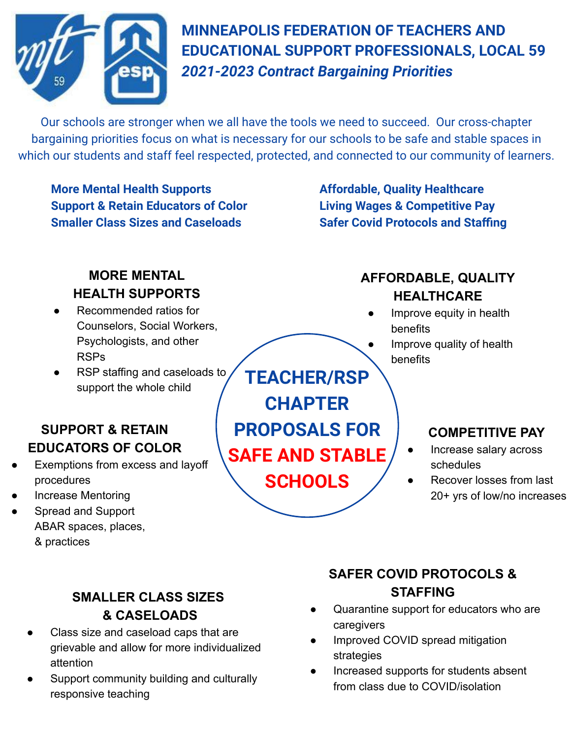# MINNEAPOLIS FEDERATION OF TEACHERS AND EDUCATIONAL SUPPORT PROFESSIONALS, LOCAL 59

## *2021-2023 Contract Bargaining Priorities*

Our schools are stronger when we all have the tools we need to succeed. Our cross-chapter bargaining priorities focus on what is necessary for our schools to be safe and stable spaces in which our students and staff feel respected, protected, and connected to our community of learners.

**More Mental Health Supports**
**Support & Retain Educators of Color**
**Smaller Class Sizes and Caseloads**

**Affordable, Quality Healthcare**
**Living Wages & Competitive Pay**
**Safer Covid Protocols and Staffing**

## TEACHER/RSP CHAPTER PROPOSALS FOR SAFE AND STABLE SCHOOLS

### MORE MENTAL HEALTH SUPPORTS

- Recommended ratios for Counselors, Social Workers, Psychologists, and other RSPs
- RSP staffing and caseloads to support the whole child

### AFFORDABLE, QUALITY HEALTHCARE

- Improve equity in health benefits
- Improve quality of health benefits

### SUPPORT & RETAIN EDUCATORS OF COLOR

- Exemptions from excess and layoff procedures
- Increase Mentoring
- Spread and Support ABAR spaces, places, & practices

### COMPETITIVE PAY

- Increase salary across schedules
- Recover losses from last 20+ yrs of low/no increases

### SMALLER CLASS SIZES & CASELOADS

- Class size and caseload caps that are grievable and allow for more individualized attention
- Support community building and culturally responsive teaching

### SAFER COVID PROTOCOLS & STAFFING

- Quarantine support for educators who are caregivers
- Improved COVID spread mitigation strategies
- Increased supports for students absent from class due to COVID/isolation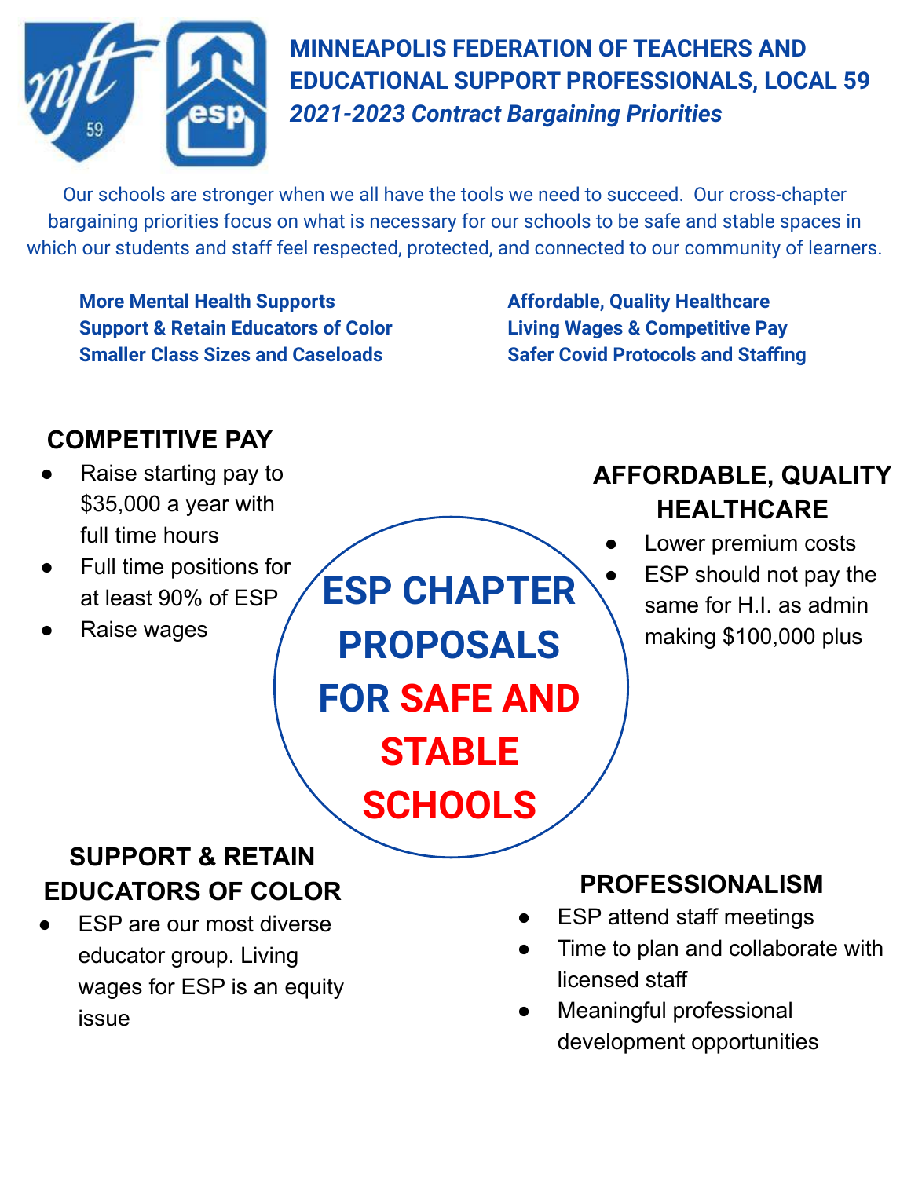# MINNEAPOLIS FEDERATION OF TEACHERS AND EDUCATIONAL SUPPORT PROFESSIONALS, LOCAL 59

***2021-2023 Contract Bargaining Priorities***

Our schools are stronger when we all have the tools we need to succeed. Our cross-chapter bargaining priorities focus on what is necessary for our schools to be safe and stable spaces in which our students and staff feel respected, protected, and connected to our community of learners.

**More Mental Health Supports**
**Support & Retain Educators of Color**
**Smaller Class Sizes and Caseloads**
**Affordable, Quality Healthcare**
**Living Wages & Competitive Pay**
**Safer Covid Protocols and Staffing**

## ESP CHAPTER PROPOSALS FOR SAFE AND STABLE SCHOOLS

### COMPETITIVE PAY

- Raise starting pay to $35,000 a year with full time hours
- Full time positions for at least 90% of ESP
- Raise wages

### AFFORDABLE, QUALITY HEALTHCARE

- Lower premium costs
- ESP should not pay the same for H.I. as admin making $100,000 plus

### SUPPORT & RETAIN EDUCATORS OF COLOR

- ESP are our most diverse educator group. Living wages for ESP is an equity issue

### PROFESSIONALISM

- ESP attend staff meetings
- Time to plan and collaborate with licensed staff
- Meaningful professional development opportunities